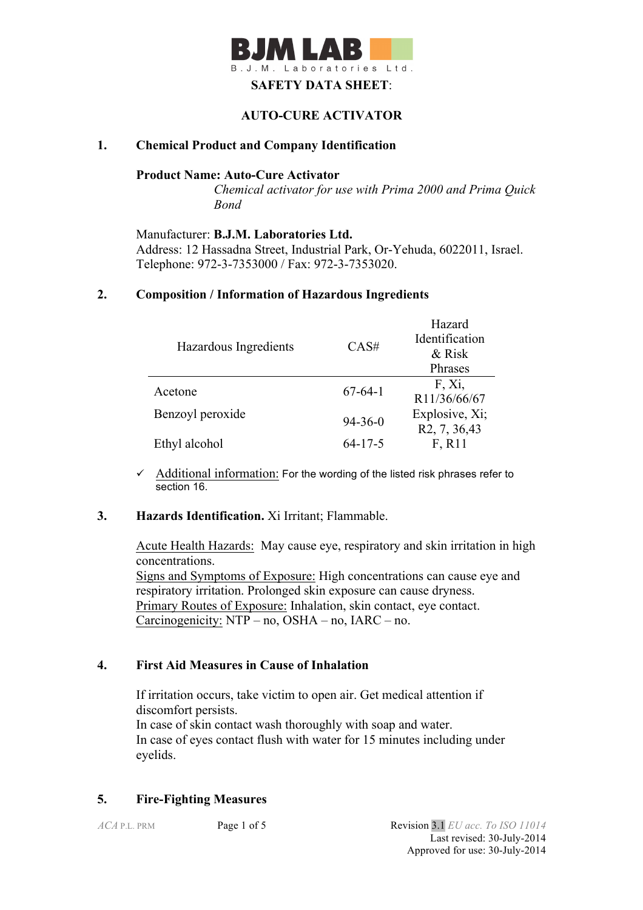# BJM LAB

B.J.M. Laboratories Ltd.

**SAFETY DATA SHEET**:

**AUTO-CURE ACTIVATOR**

## 1. Chemical Product and Company Identification

**Product Name: Auto-Cure Activator**

*Chemical activator for use with Prima 2000 and Prima Quick Bond*

Manufacturer: **B.J.M. Laboratories Ltd.**
Address: 12 Hassadna Street, Industrial Park, Or-Yehuda, 6022011, Israel.
Telephone: 972-3-7353000 / Fax: 972-3-7353020.

## 2. Composition / Information of Hazardous Ingredients

| Hazardous Ingredients | CAS# | Hazard Identification & Risk Phrases |
|---|---|---|
| Acetone | 67-64-1 | F, Xi, R11/36/66/67 |
| Benzoyl peroxide | 94-36-0 | Explosive, Xi; R2, 7, 36,43 |
| Ethyl alcohol | 64-17-5 | F, R11 |

- ✓ Additional information: For the wording of the listed risk phrases refer to section 16.

## 3. Hazards Identification. Xi Irritant; Flammable.

Acute Health Hazards: May cause eye, respiratory and skin irritation in high concentrations.
Signs and Symptoms of Exposure: High concentrations can cause eye and respiratory irritation. Prolonged skin exposure can cause dryness.
Primary Routes of Exposure: Inhalation, skin contact, eye contact.
Carcinogenicity: NTP – no, OSHA – no, IARC – no.

## 4. First Aid Measures in Cause of Inhalation

If irritation occurs, take victim to open air. Get medical attention if discomfort persists.
In case of skin contact wash thoroughly with soap and water.
In case of eyes contact flush with water for 15 minutes including under eyelids.

## 5. Fire-Fighting Measures

*ACA* P.L. PRM

Revision 3.1 *EU acc. To ISO 11014*
Last revised: 30-July-2014
Approved for use: 30-July-2014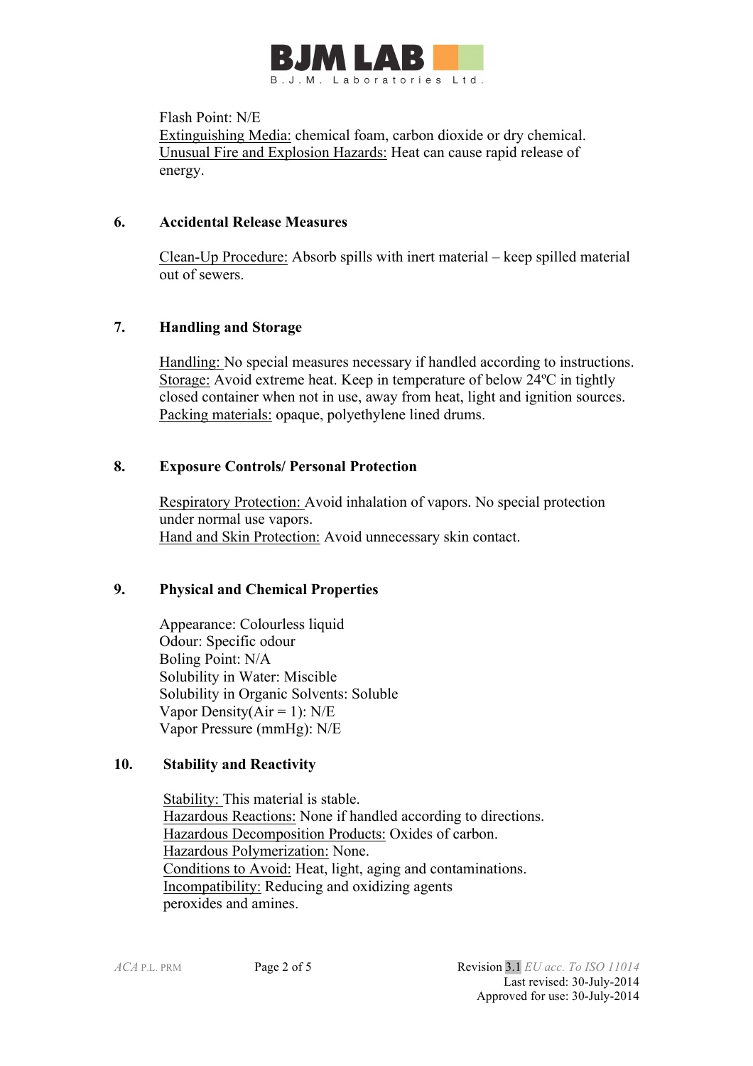Flash Point: N/E
Extinguishing Media: chemical foam, carbon dioxide or dry chemical.
Unusual Fire and Explosion Hazards: Heat can cause rapid release of energy.

## 6. Accidental Release Measures

Clean-Up Procedure: Absorb spills with inert material – keep spilled material out of sewers.

## 7. Handling and Storage

Handling: No special measures necessary if handled according to instructions.
Storage: Avoid extreme heat. Keep in temperature of below 24ºC in tightly closed container when not in use, away from heat, light and ignition sources.
Packing materials: opaque, polyethylene lined drums.

## 8. Exposure Controls/ Personal Protection

Respiratory Protection: Avoid inhalation of vapors. No special protection under normal use vapors.
Hand and Skin Protection: Avoid unnecessary skin contact.

## 9. Physical and Chemical Properties

Appearance: Colourless liquid
Odour: Specific odour
Boling Point: N/A
Solubility in Water: Miscible
Solubility in Organic Solvents: Soluble
Vapor Density(Air = 1): N/E
Vapor Pressure (mmHg): N/E

## 10. Stability and Reactivity

Stability: This material is stable.
Hazardous Reactions: None if handled according to directions.
Hazardous Decomposition Products: Oxides of carbon.
Hazardous Polymerization: None.
Conditions to Avoid: Heat, light, aging and contaminations.
Incompatibility: Reducing and oxidizing agents peroxides and amines.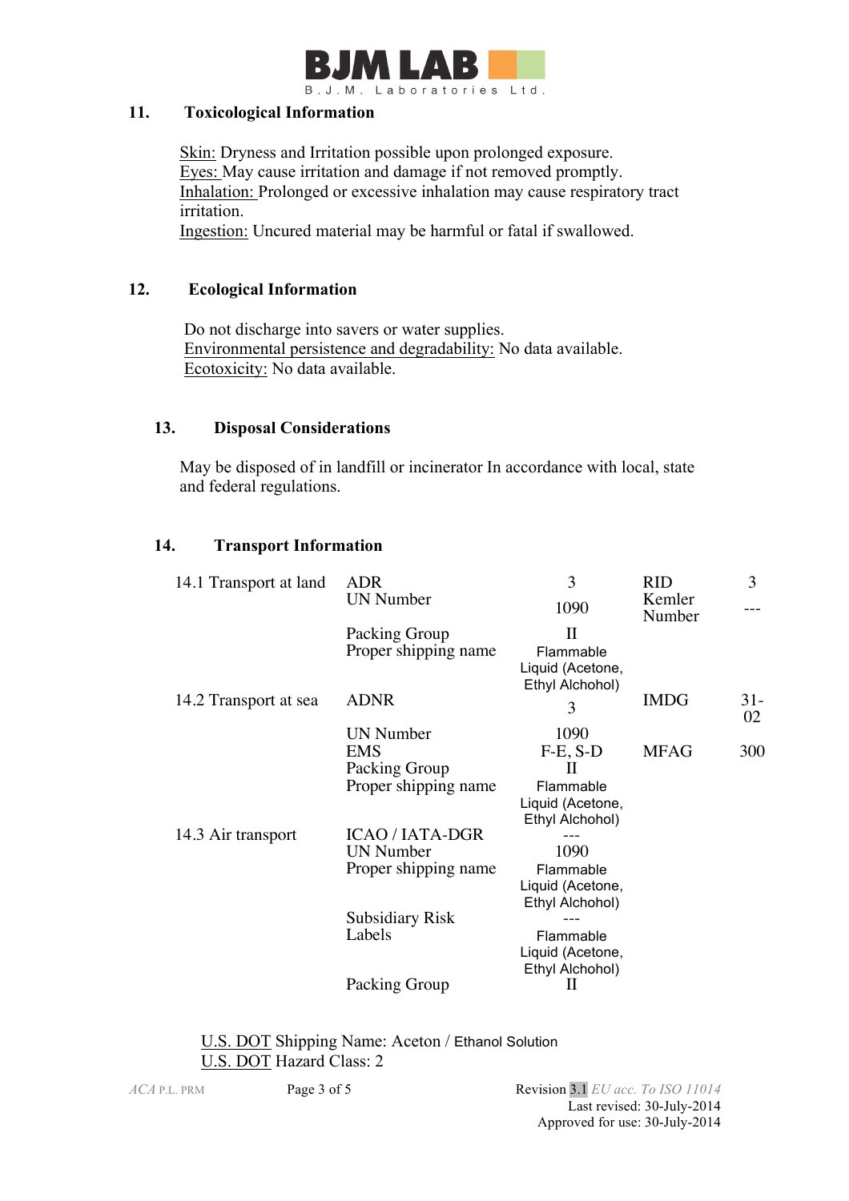## 11. Toxicological Information

Skin: Dryness and Irritation possible upon prolonged exposure.
Eyes: May cause irritation and damage if not removed promptly.
Inhalation: Prolonged or excessive inhalation may cause respiratory tract irritation.
Ingestion: Uncured material may be harmful or fatal if swallowed.

## 12. Ecological Information

Do not discharge into savers or water supplies.
Environmental persistence and degradability: No data available.
Ecotoxicity: No data available.

## 13. Disposal Considerations

May be disposed of in landfill or incinerator In accordance with local, state and federal regulations.

## 14. Transport Information

| | | | | |
|---|---|---|---|---|
| 14.1 Transport at land | ADR | 3 | RID | 3 |
| | UN Number | 1090 | Kemler Number | --- |
| | Packing Group | II | | |
| | Proper shipping name | Flammable Liquid (Acetone, Ethyl Alchohol) | | |
| 14.2 Transport at sea | ADNR | 3 | IMDG | 31-02 |
| | UN Number | 1090 | | |
| | EMS | F-E, S-D | MFAG | 300 |
| | Packing Group | II | | |
| | Proper shipping name | Flammable Liquid (Acetone, Ethyl Alchohol) | | |
| 14.3 Air transport | ICAO / IATA-DGR | --- | | |
| | UN Number | 1090 | | |
| | Proper shipping name | Flammable Liquid (Acetone, Ethyl Alchohol) | | |
| | Subsidiary Risk | --- | | |
| | Labels | Flammable Liquid (Acetone, Ethyl Alchohol) | | |
| | Packing Group | II | | |

U.S. DOT Shipping Name: Aceton / Ethanol Solution
U.S. DOT Hazard Class: 2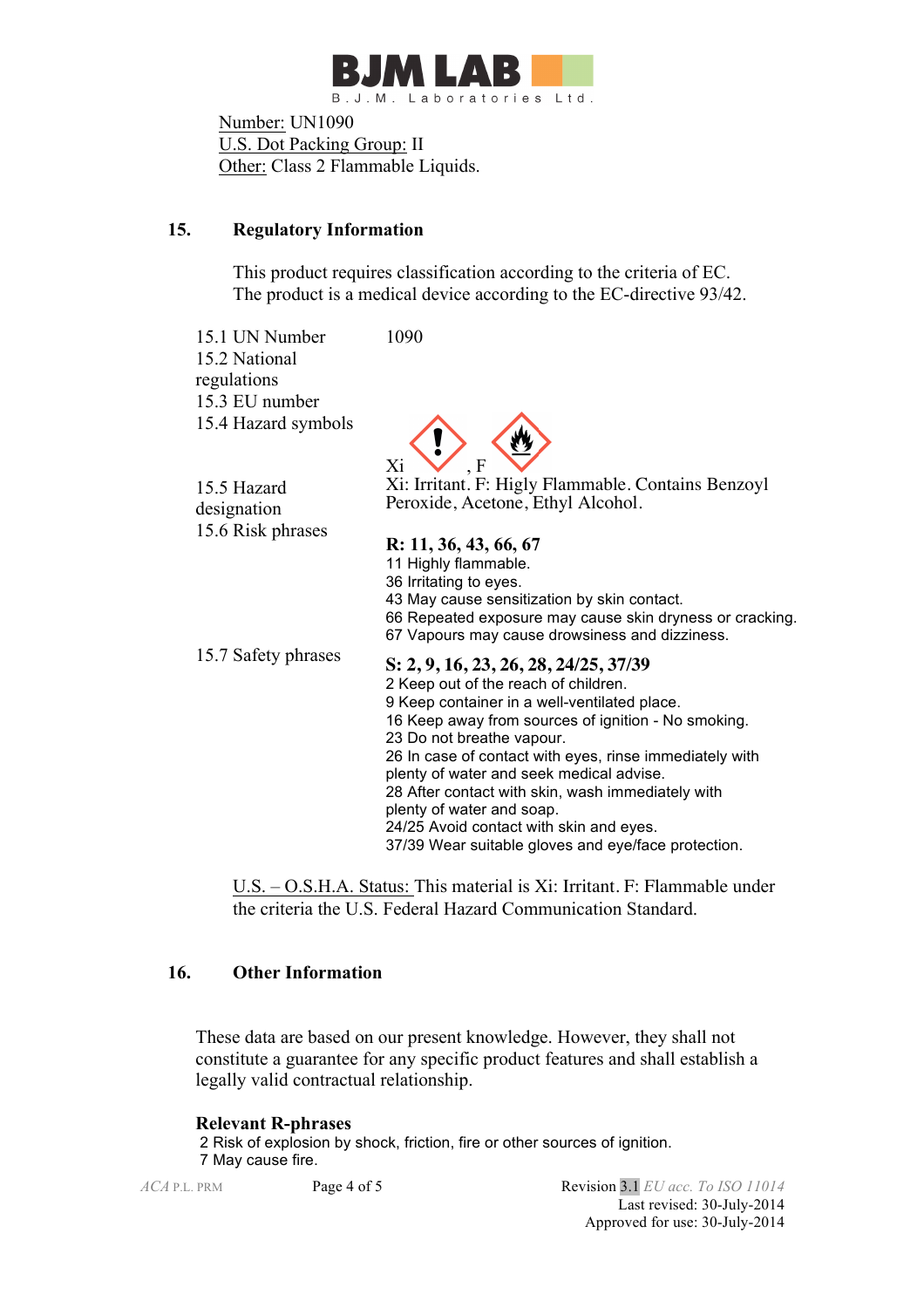Number: UN1090
U.S. Dot Packing Group: II
Other: Class 2 Flammable Liquids.

## 15. Regulatory Information

This product requires classification according to the criteria of EC.
The product is a medical device according to the EC-directive 93/42.

| | |
|---|---|
| 15.1 UN Number | 1090 |
| 15.2 National regulations | |
| 15.3 EU number | |
| 15.4 Hazard symbols | Xi , F |
| 15.5 Hazard designation | Xi: Irritant. F: Higly Flammable. Contains Benzoyl Peroxide, Acetone, Ethyl Alcohol. |
| 15.6 Risk phrases | **R: 11, 36, 43, 66, 67**<br>11 Highly flammable.<br>36 Irritating to eyes.<br>43 May cause sensitization by skin contact.<br>66 Repeated exposure may cause skin dryness or cracking.<br>67 Vapours may cause drowsiness and dizziness. |
| 15.7 Safety phrases | **S: 2, 9, 16, 23, 26, 28, 24/25, 37/39**<br>2 Keep out of the reach of children.<br>9 Keep container in a well-ventilated place.<br>16 Keep away from sources of ignition - No smoking.<br>23 Do not breathe vapour.<br>26 In case of contact with eyes, rinse immediately with plenty of water and seek medical advise.<br>28 After contact with skin, wash immediately with plenty of water and soap.<br>24/25 Avoid contact with skin and eyes.<br>37/39 Wear suitable gloves and eye/face protection. |

U.S. – O.S.H.A. Status: This material is Xi: Irritant. F: Flammable under the criteria the U.S. Federal Hazard Communication Standard.

## 16. Other Information

These data are based on our present knowledge. However, they shall not constitute a guarantee for any specific product features and shall establish a legally valid contractual relationship.

**Relevant R-phrases**
2 Risk of explosion by shock, friction, fire or other sources of ignition.
7 May cause fire.

ACA P.L. PRM

Revision 3.1 *EU acc. To ISO 11014*
Last revised: 30-July-2014
Approved for use: 30-July-2014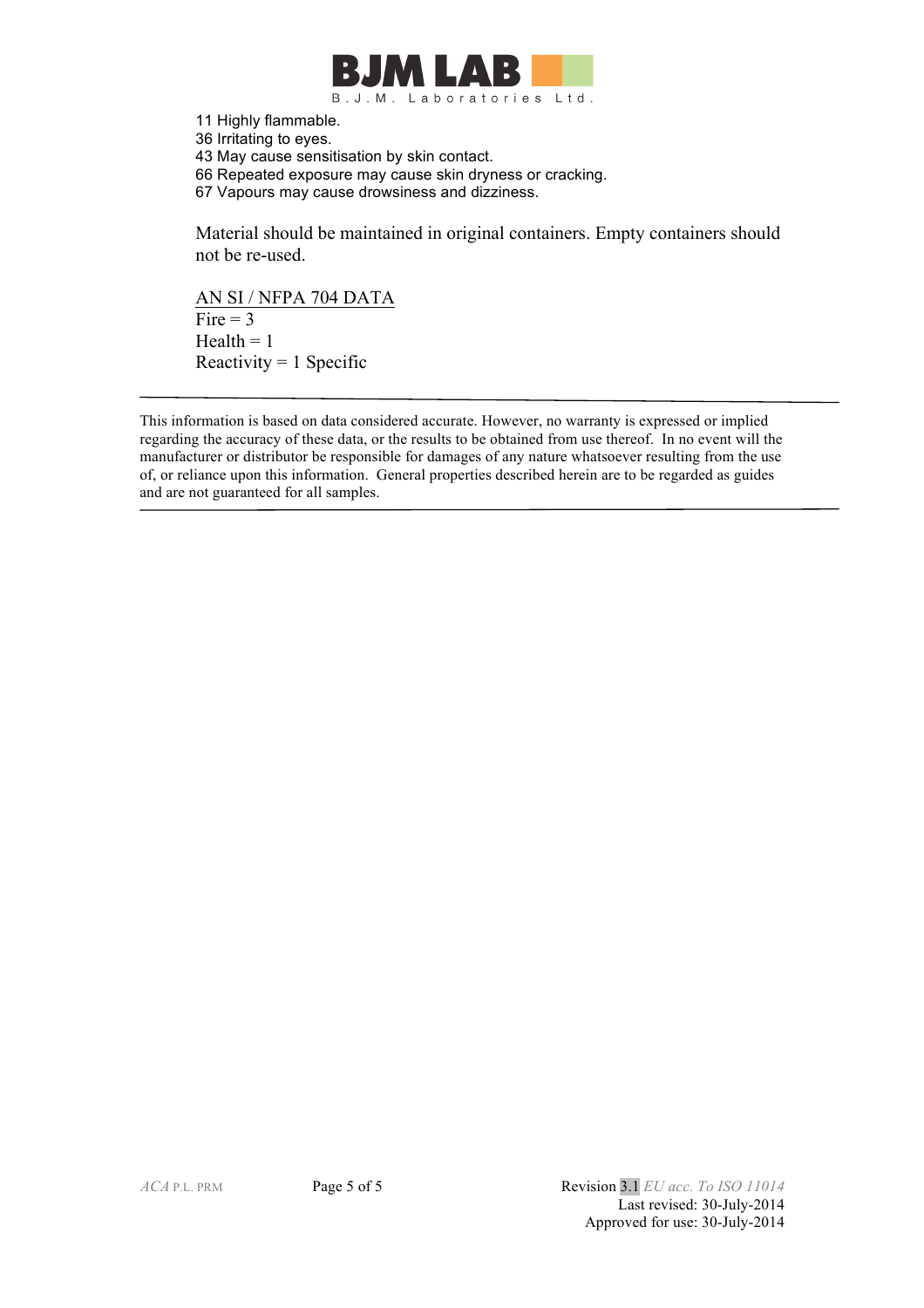11 Highly flammable.
36 Irritating to eyes.
43 May cause sensitisation by skin contact.
66 Repeated exposure may cause skin dryness or cracking.
67 Vapours may cause drowsiness and dizziness.

Material should be maintained in original containers. Empty containers should not be re-used.

AN SI / NFPA 704 DATA
Fire = 3
Health = 1
Reactivity = 1 Specific

---

This information is based on data considered accurate. However, no warranty is expressed or implied regarding the accuracy of these data, or the results to be obtained from use thereof. In no event will the manufacturer or distributor be responsible for damages of any nature whatsoever resulting from the use of, or reliance upon this information. General properties described herein are to be regarded as guides and are not guaranteed for all samples.

---

Revision 3.1 *EU acc. To ISO 11014*
Last revised: 30-July-2014
Approved for use: 30-July-2014